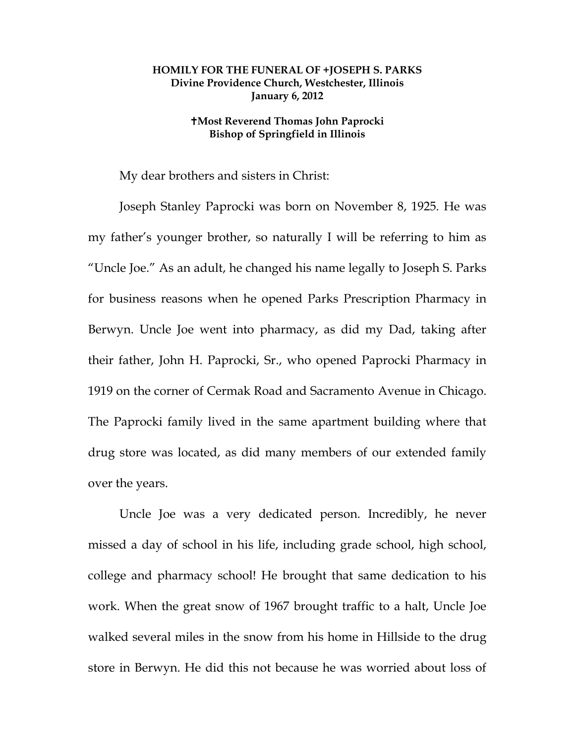**HOMILY FOR THE FUNERAL OF +JOSEPH S. PARKS**
**Divine Providence Church, Westchester, Illinois**
**January 6, 2012**

**✝Most Reverend Thomas John Paprocki**
**Bishop of Springfield in Illinois**

My dear brothers and sisters in Christ:

Joseph Stanley Paprocki was born on November 8, 1925. He was my father's younger brother, so naturally I will be referring to him as "Uncle Joe." As an adult, he changed his name legally to Joseph S. Parks for business reasons when he opened Parks Prescription Pharmacy in Berwyn. Uncle Joe went into pharmacy, as did my Dad, taking after their father, John H. Paprocki, Sr., who opened Paprocki Pharmacy in 1919 on the corner of Cermak Road and Sacramento Avenue in Chicago. The Paprocki family lived in the same apartment building where that drug store was located, as did many members of our extended family over the years.

Uncle Joe was a very dedicated person. Incredibly, he never missed a day of school in his life, including grade school, high school, college and pharmacy school! He brought that same dedication to his work. When the great snow of 1967 brought traffic to a halt, Uncle Joe walked several miles in the snow from his home in Hillside to the drug store in Berwyn. He did this not because he was worried about loss of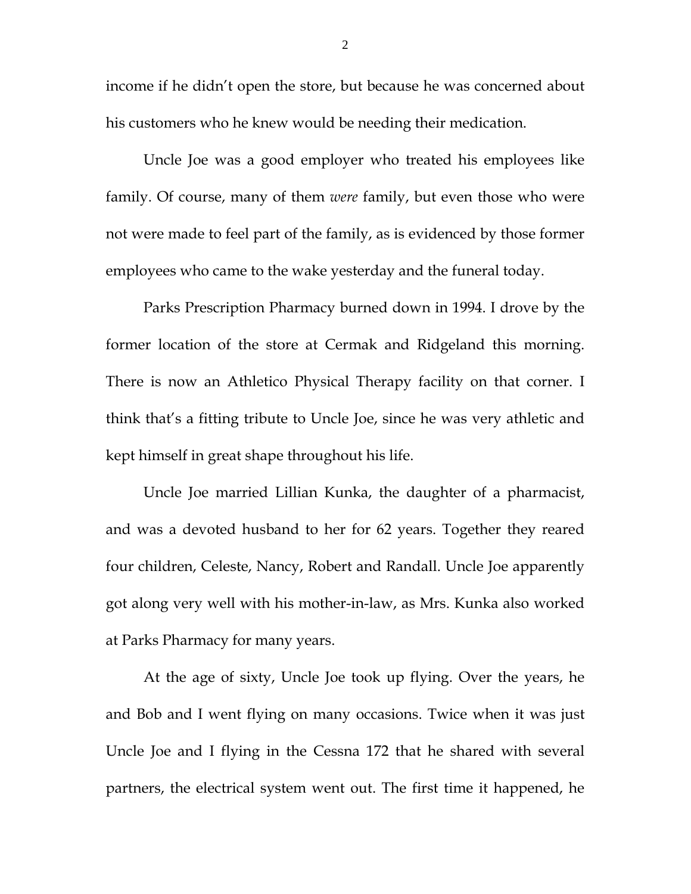income if he didn't open the store, but because he was concerned about his customers who he knew would be needing their medication.

Uncle Joe was a good employer who treated his employees like family. Of course, many of them *were* family, but even those who were not were made to feel part of the family, as is evidenced by those former employees who came to the wake yesterday and the funeral today.

Parks Prescription Pharmacy burned down in 1994. I drove by the former location of the store at Cermak and Ridgeland this morning. There is now an Athletico Physical Therapy facility on that corner. I think that's a fitting tribute to Uncle Joe, since he was very athletic and kept himself in great shape throughout his life.

Uncle Joe married Lillian Kunka, the daughter of a pharmacist, and was a devoted husband to her for 62 years. Together they reared four children, Celeste, Nancy, Robert and Randall. Uncle Joe apparently got along very well with his mother-in-law, as Mrs. Kunka also worked at Parks Pharmacy for many years.

At the age of sixty, Uncle Joe took up flying. Over the years, he and Bob and I went flying on many occasions. Twice when it was just Uncle Joe and I flying in the Cessna 172 that he shared with several partners, the electrical system went out. The first time it happened, he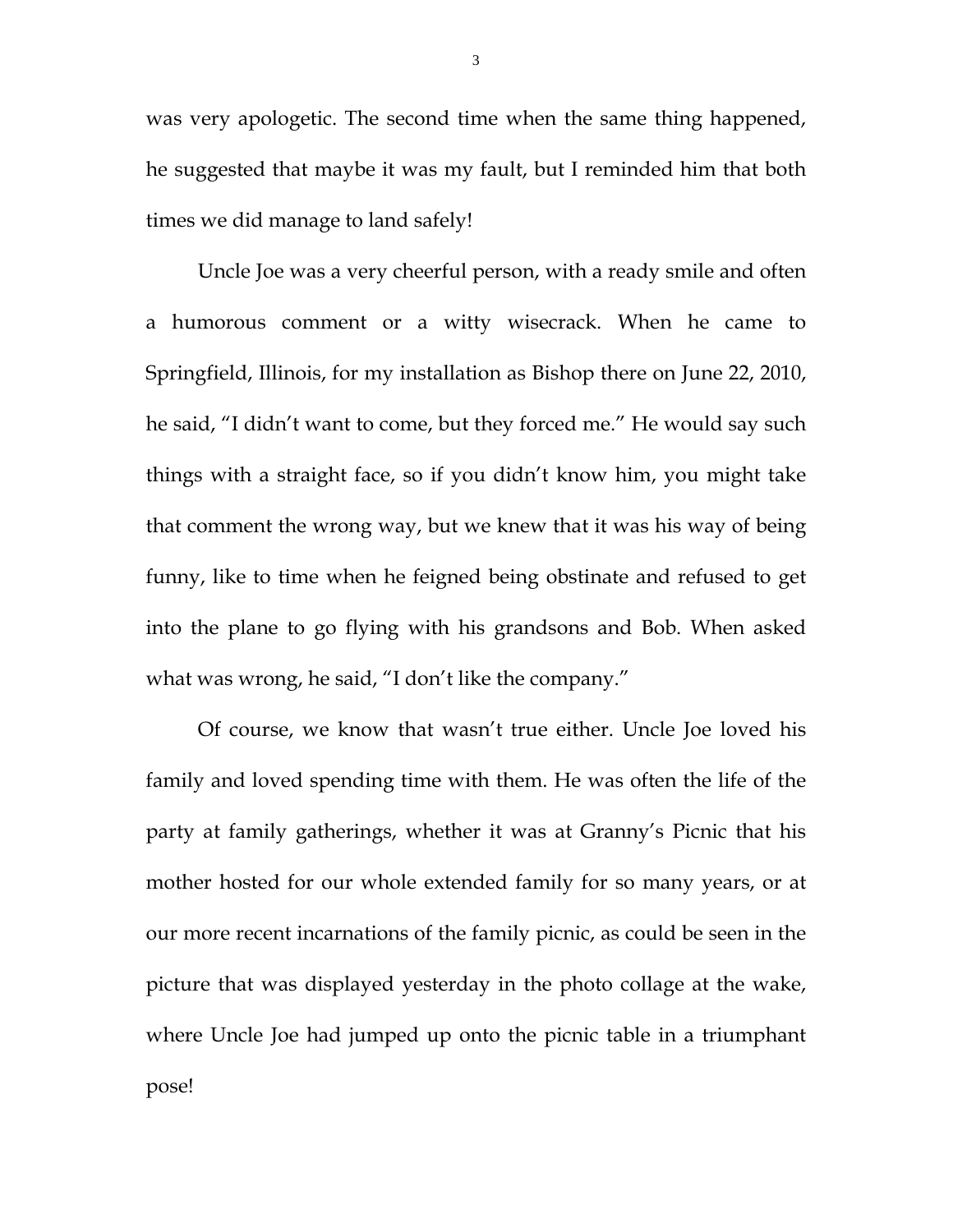was very apologetic. The second time when the same thing happened, he suggested that maybe it was my fault, but I reminded him that both times we did manage to land safely!

Uncle Joe was a very cheerful person, with a ready smile and often a humorous comment or a witty wisecrack. When he came to Springfield, Illinois, for my installation as Bishop there on June 22, 2010, he said, "I didn't want to come, but they forced me." He would say such things with a straight face, so if you didn't know him, you might take that comment the wrong way, but we knew that it was his way of being funny, like to time when he feigned being obstinate and refused to get into the plane to go flying with his grandsons and Bob. When asked what was wrong, he said, "I don't like the company."

Of course, we know that wasn't true either. Uncle Joe loved his family and loved spending time with them. He was often the life of the party at family gatherings, whether it was at Granny's Picnic that his mother hosted for our whole extended family for so many years, or at our more recent incarnations of the family picnic, as could be seen in the picture that was displayed yesterday in the photo collage at the wake, where Uncle Joe had jumped up onto the picnic table in a triumphant pose!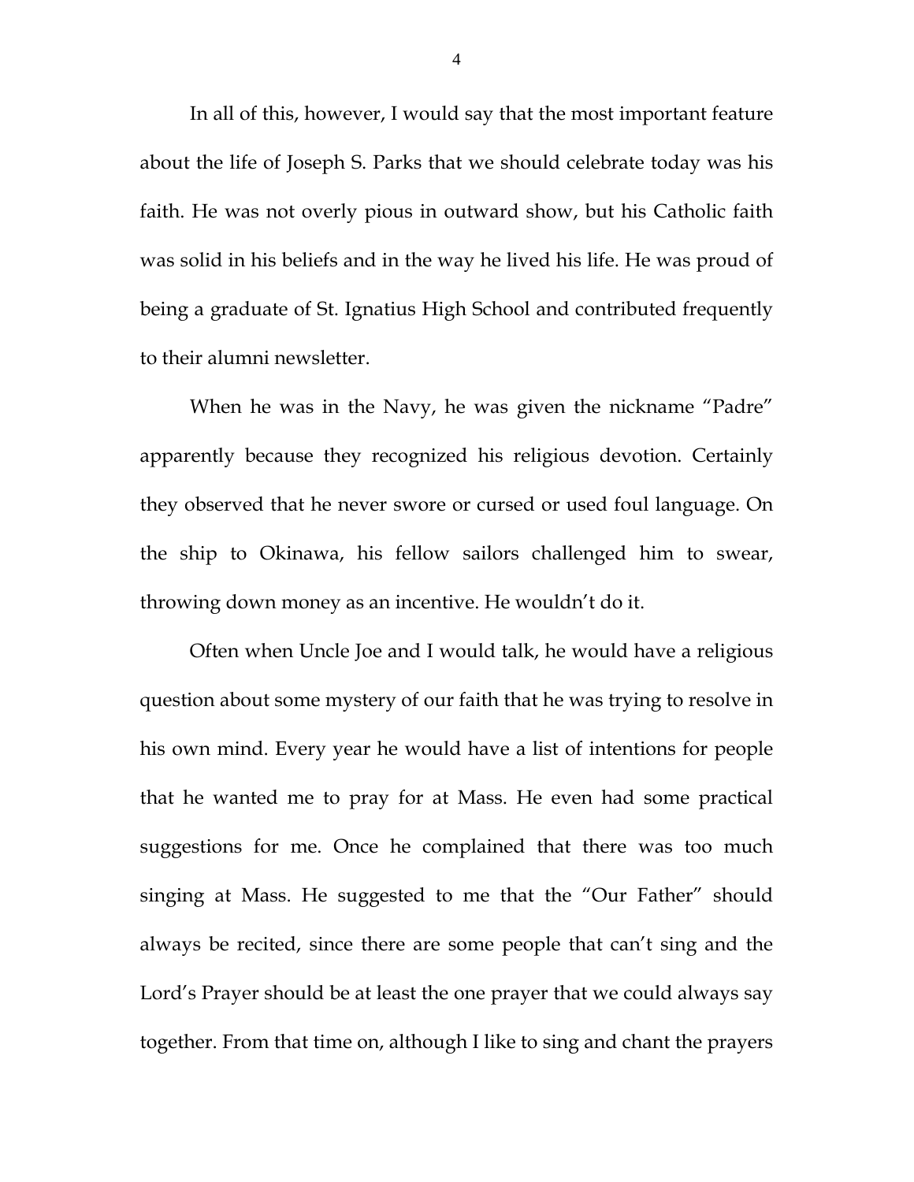In all of this, however, I would say that the most important feature about the life of Joseph S. Parks that we should celebrate today was his faith. He was not overly pious in outward show, but his Catholic faith was solid in his beliefs and in the way he lived his life. He was proud of being a graduate of St. Ignatius High School and contributed frequently to their alumni newsletter.

When he was in the Navy, he was given the nickname "Padre" apparently because they recognized his religious devotion. Certainly they observed that he never swore or cursed or used foul language. On the ship to Okinawa, his fellow sailors challenged him to swear, throwing down money as an incentive. He wouldn't do it.

Often when Uncle Joe and I would talk, he would have a religious question about some mystery of our faith that he was trying to resolve in his own mind. Every year he would have a list of intentions for people that he wanted me to pray for at Mass. He even had some practical suggestions for me. Once he complained that there was too much singing at Mass. He suggested to me that the "Our Father" should always be recited, since there are some people that can't sing and the Lord's Prayer should be at least the one prayer that we could always say together. From that time on, although I like to sing and chant the prayers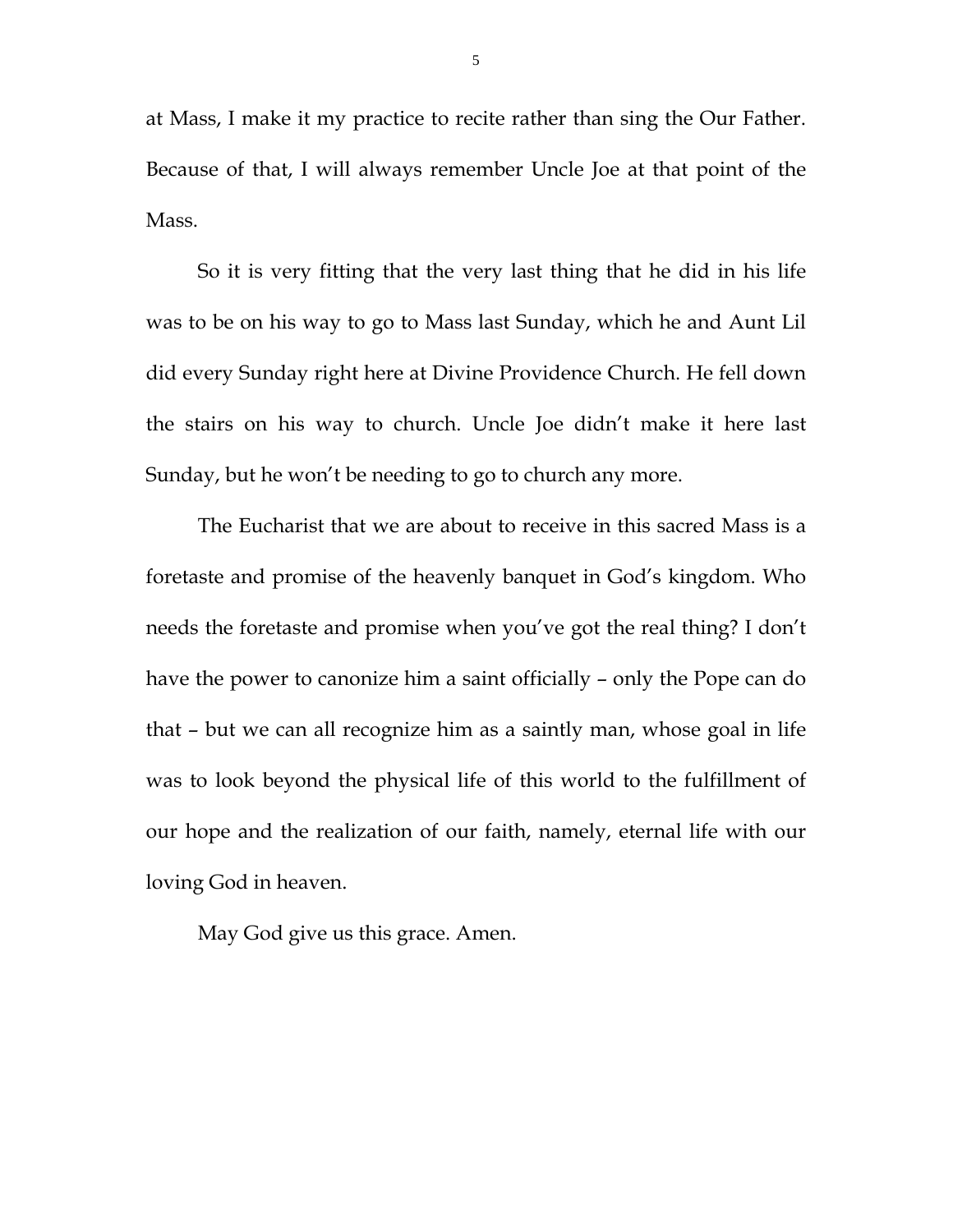at Mass, I make it my practice to recite rather than sing the Our Father. Because of that, I will always remember Uncle Joe at that point of the Mass.

So it is very fitting that the very last thing that he did in his life was to be on his way to go to Mass last Sunday, which he and Aunt Lil did every Sunday right here at Divine Providence Church. He fell down the stairs on his way to church. Uncle Joe didn't make it here last Sunday, but he won't be needing to go to church any more.

The Eucharist that we are about to receive in this sacred Mass is a foretaste and promise of the heavenly banquet in God's kingdom. Who needs the foretaste and promise when you've got the real thing? I don't have the power to canonize him a saint officially – only the Pope can do that – but we can all recognize him as a saintly man, whose goal in life was to look beyond the physical life of this world to the fulfillment of our hope and the realization of our faith, namely, eternal life with our loving God in heaven.

May God give us this grace. Amen.